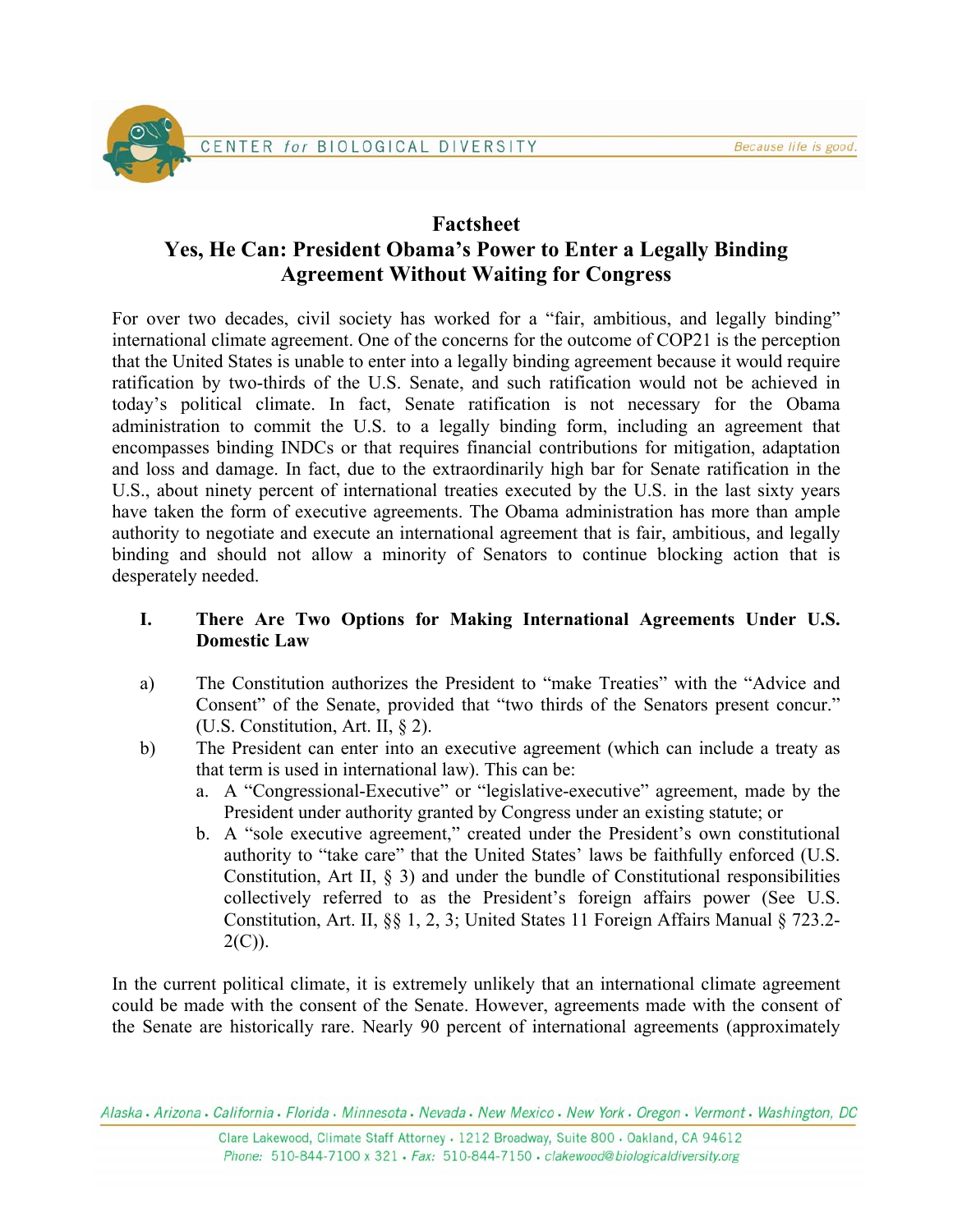CENTER *for* BIOLOGICAL DIVERSITY — *Because life is good.*

# Factsheet
# Yes, He Can: President Obama's Power to Enter a Legally Binding Agreement Without Waiting for Congress

For over two decades, civil society has worked for a "fair, ambitious, and legally binding" international climate agreement. One of the concerns for the outcome of COP21 is the perception that the United States is unable to enter into a legally binding agreement because it would require ratification by two-thirds of the U.S. Senate, and such ratification would not be achieved in today's political climate. In fact, Senate ratification is not necessary for the Obama administration to commit the U.S. to a legally binding form, including an agreement that encompasses binding INDCs or that requires financial contributions for mitigation, adaptation and loss and damage. In fact, due to the extraordinarily high bar for Senate ratification in the U.S., about ninety percent of international treaties executed by the U.S. in the last sixty years have taken the form of executive agreements. The Obama administration has more than ample authority to negotiate and execute an international agreement that is fair, ambitious, and legally binding and should not allow a minority of Senators to continue blocking action that is desperately needed.

## I. There Are Two Options for Making International Agreements Under U.S. Domestic Law

a) The Constitution authorizes the President to "make Treaties" with the "Advice and Consent" of the Senate, provided that "two thirds of the Senators present concur." (U.S. Constitution, Art. II, § 2).

b) The President can enter into an executive agreement (which can include a treaty as that term is used in international law). This can be:
   a. A "Congressional-Executive" or "legislative-executive" agreement, made by the President under authority granted by Congress under an existing statute; or
   b. A "sole executive agreement," created under the President's own constitutional authority to "take care" that the United States' laws be faithfully enforced (U.S. Constitution, Art II, § 3) and under the bundle of Constitutional responsibilities collectively referred to as the President's foreign affairs power (See U.S. Constitution, Art. II, §§ 1, 2, 3; United States 11 Foreign Affairs Manual § 723.2-2(C)).

In the current political climate, it is extremely unlikely that an international climate agreement could be made with the consent of the Senate. However, agreements made with the consent of the Senate are historically rare. Nearly 90 percent of international agreements (approximately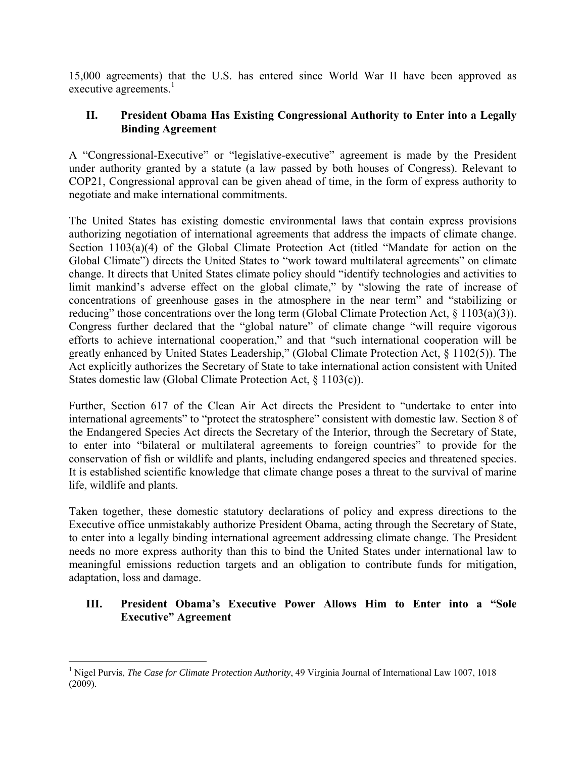15,000 agreements) that the U.S. has entered since World War II have been approved as executive agreements.[1]

## II. President Obama Has Existing Congressional Authority to Enter into a Legally Binding Agreement

A "Congressional-Executive" or "legislative-executive" agreement is made by the President under authority granted by a statute (a law passed by both houses of Congress). Relevant to COP21, Congressional approval can be given ahead of time, in the form of express authority to negotiate and make international commitments.

The United States has existing domestic environmental laws that contain express provisions authorizing negotiation of international agreements that address the impacts of climate change. Section 1103(a)(4) of the Global Climate Protection Act (titled "Mandate for action on the Global Climate") directs the United States to "work toward multilateral agreements" on climate change. It directs that United States climate policy should "identify technologies and activities to limit mankind's adverse effect on the global climate," by "slowing the rate of increase of concentrations of greenhouse gases in the atmosphere in the near term" and "stabilizing or reducing" those concentrations over the long term (Global Climate Protection Act, § 1103(a)(3)). Congress further declared that the "global nature" of climate change "will require vigorous efforts to achieve international cooperation," and that "such international cooperation will be greatly enhanced by United States Leadership," (Global Climate Protection Act, § 1102(5)). The Act explicitly authorizes the Secretary of State to take international action consistent with United States domestic law (Global Climate Protection Act, § 1103(c)).

Further, Section 617 of the Clean Air Act directs the President to "undertake to enter into international agreements" to "protect the stratosphere" consistent with domestic law. Section 8 of the Endangered Species Act directs the Secretary of the Interior, through the Secretary of State, to enter into "bilateral or multilateral agreements to foreign countries" to provide for the conservation of fish or wildlife and plants, including endangered species and threatened species. It is established scientific knowledge that climate change poses a threat to the survival of marine life, wildlife and plants.

Taken together, these domestic statutory declarations of policy and express directions to the Executive office unmistakably authorize President Obama, acting through the Secretary of State, to enter into a legally binding international agreement addressing climate change. The President needs no more express authority than this to bind the United States under international law to meaningful emissions reduction targets and an obligation to contribute funds for mitigation, adaptation, loss and damage.

## III. President Obama's Executive Power Allows Him to Enter into a "Sole Executive" Agreement

[1] Nigel Purvis, *The Case for Climate Protection Authority*, 49 Virginia Journal of International Law 1007, 1018 (2009).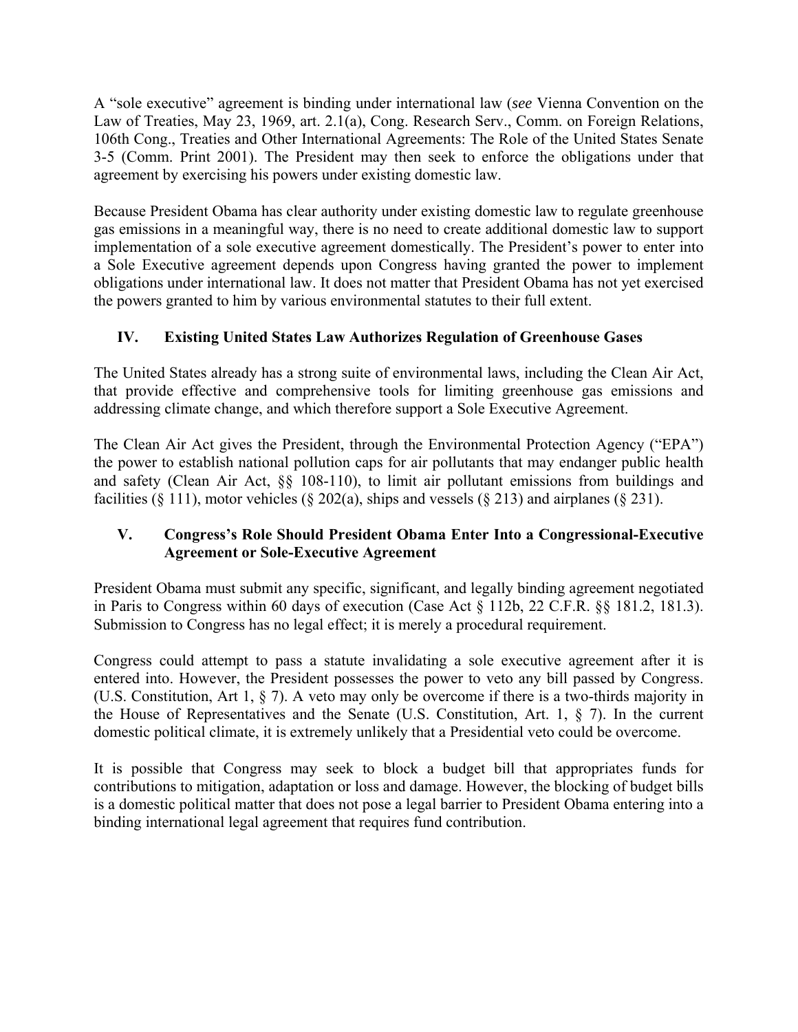A "sole executive" agreement is binding under international law (*see* Vienna Convention on the Law of Treaties, May 23, 1969, art. 2.1(a), Cong. Research Serv., Comm. on Foreign Relations, 106th Cong., Treaties and Other International Agreements: The Role of the United States Senate 3-5 (Comm. Print 2001). The President may then seek to enforce the obligations under that agreement by exercising his powers under existing domestic law.

Because President Obama has clear authority under existing domestic law to regulate greenhouse gas emissions in a meaningful way, there is no need to create additional domestic law to support implementation of a sole executive agreement domestically. The President's power to enter into a Sole Executive agreement depends upon Congress having granted the power to implement obligations under international law. It does not matter that President Obama has not yet exercised the powers granted to him by various environmental statutes to their full extent.

## IV. Existing United States Law Authorizes Regulation of Greenhouse Gases

The United States already has a strong suite of environmental laws, including the Clean Air Act, that provide effective and comprehensive tools for limiting greenhouse gas emissions and addressing climate change, and which therefore support a Sole Executive Agreement.

The Clean Air Act gives the President, through the Environmental Protection Agency ("EPA") the power to establish national pollution caps for air pollutants that may endanger public health and safety (Clean Air Act, §§ 108-110), to limit air pollutant emissions from buildings and facilities (§ 111), motor vehicles (§ 202(a), ships and vessels (§ 213) and airplanes (§ 231).

## V. Congress's Role Should President Obama Enter Into a Congressional-Executive Agreement or Sole-Executive Agreement

President Obama must submit any specific, significant, and legally binding agreement negotiated in Paris to Congress within 60 days of execution (Case Act § 112b, 22 C.F.R. §§ 181.2, 181.3). Submission to Congress has no legal effect; it is merely a procedural requirement.

Congress could attempt to pass a statute invalidating a sole executive agreement after it is entered into. However, the President possesses the power to veto any bill passed by Congress. (U.S. Constitution, Art 1, § 7). A veto may only be overcome if there is a two-thirds majority in the House of Representatives and the Senate (U.S. Constitution, Art. 1, § 7). In the current domestic political climate, it is extremely unlikely that a Presidential veto could be overcome.

It is possible that Congress may seek to block a budget bill that appropriates funds for contributions to mitigation, adaptation or loss and damage. However, the blocking of budget bills is a domestic political matter that does not pose a legal barrier to President Obama entering into a binding international legal agreement that requires fund contribution.